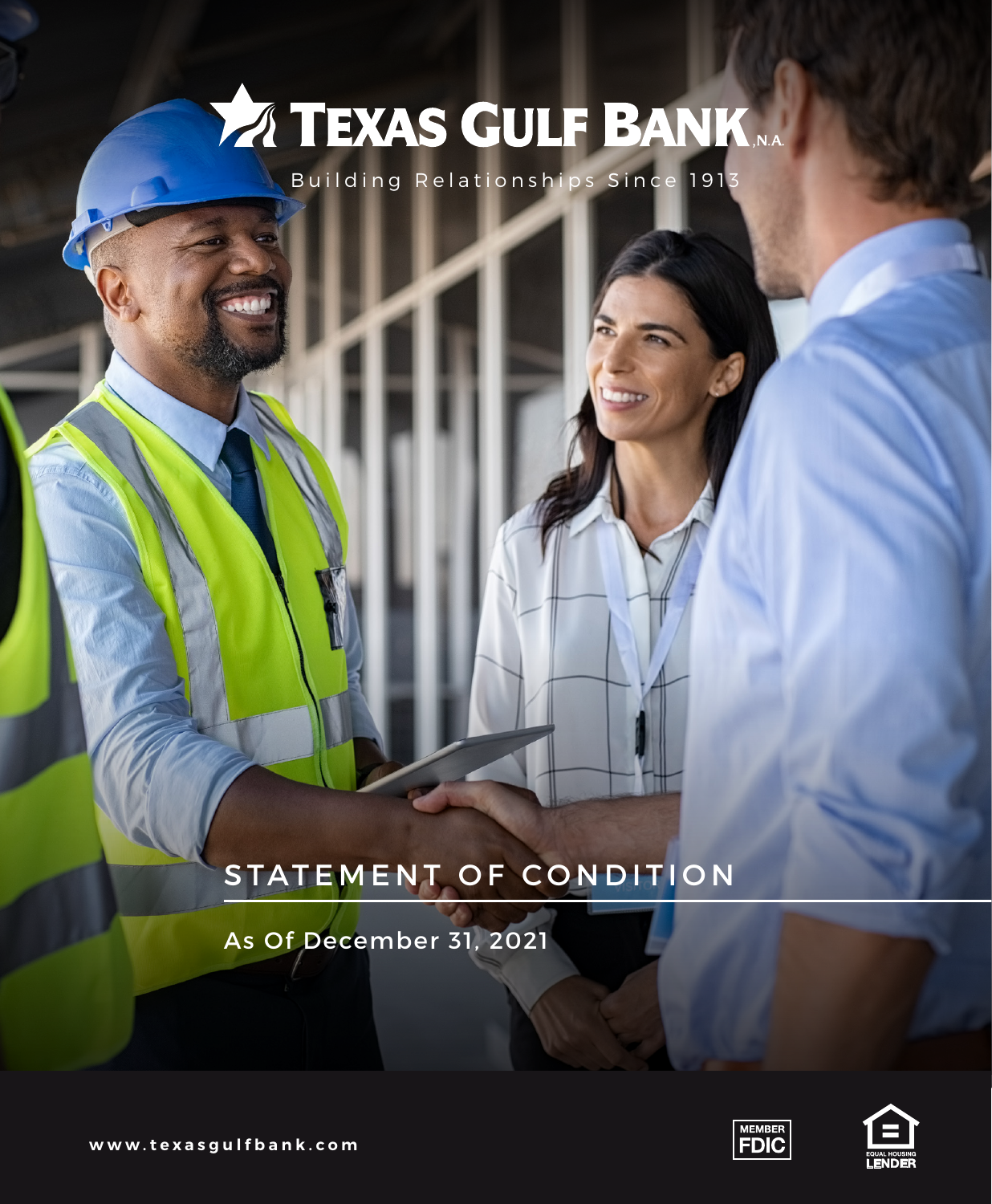# TEXAS GULF BANK, N.A.

Building Relationships Since 1913

## STATEMENT OF CONDITION

As Of December 31, 2021

www.texasgulfbank.com

MEMBER FDIC

EQUAL HOUSING LENDER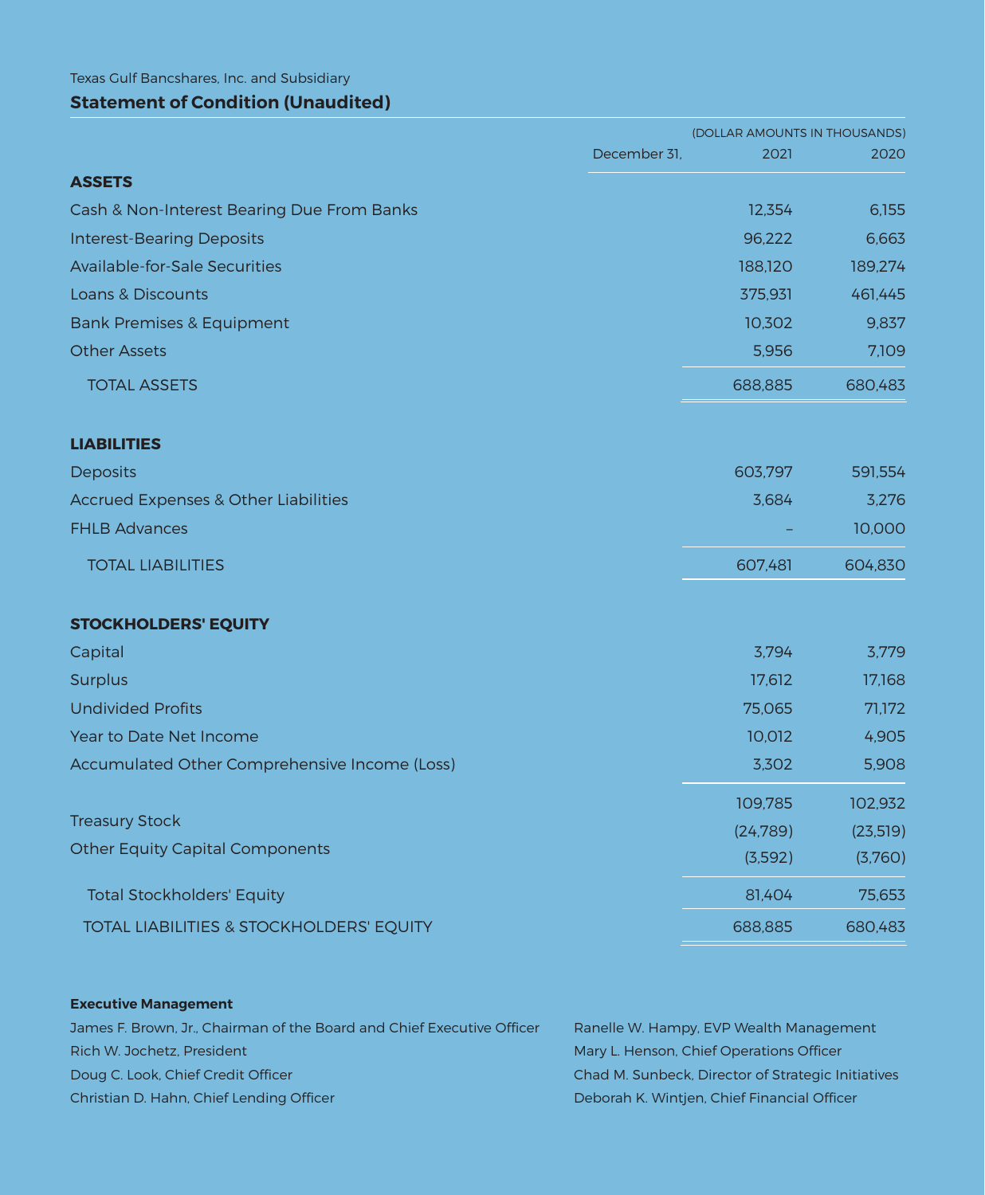Texas Gulf Bancshares, Inc. and Subsidiary

## Statement of Condition (Unaudited)

| | | (DOLLAR AMOUNTS IN THOUSANDS) |
|---|---|---|
| December 31, | 2021 | 2020 |
| **ASSETS** | | |
| Cash & Non-Interest Bearing Due From Banks | 12,354 | 6,155 |
| Interest-Bearing Deposits | 96,222 | 6,663 |
| Available-for-Sale Securities | 188,120 | 189,274 |
| Loans & Discounts | 375,931 | 461,445 |
| Bank Premises & Equipment | 10,302 | 9,837 |
| Other Assets | 5,956 | 7,109 |
| TOTAL ASSETS | 688,885 | 680,483 |
| **LIABILITIES** | | |
| Deposits | 603,797 | 591,554 |
| Accrued Expenses & Other Liabilities | 3,684 | 3,276 |
| FHLB Advances | – | 10,000 |
| TOTAL LIABILITIES | 607,481 | 604,830 |
| **STOCKHOLDERS' EQUITY** | | |
| Capital | 3,794 | 3,779 |
| Surplus | 17,612 | 17,168 |
| Undivided Profits | 75,065 | 71,172 |
| Year to Date Net Income | 10,012 | 4,905 |
| Accumulated Other Comprehensive Income (Loss) | 3,302 | 5,908 |
| | 109,785 | 102,932 |
| Treasury Stock | (24,789) | (23,519) |
| Other Equity Capital Components | (3,592) | (3,760) |
| Total Stockholders' Equity | 81,404 | 75,653 |
| TOTAL LIABILITIES & STOCKHOLDERS' EQUITY | 688,885 | 680,483 |

**Executive Management**

James F. Brown, Jr., Chairman of the Board and Chief Executive Officer
Rich W. Jochetz, President
Doug C. Look, Chief Credit Officer
Christian D. Hahn, Chief Lending Officer
Ranelle W. Hampy, EVP Wealth Management
Mary L. Henson, Chief Operations Officer
Chad M. Sunbeck, Director of Strategic Initiatives
Deborah K. Wintjen, Chief Financial Officer